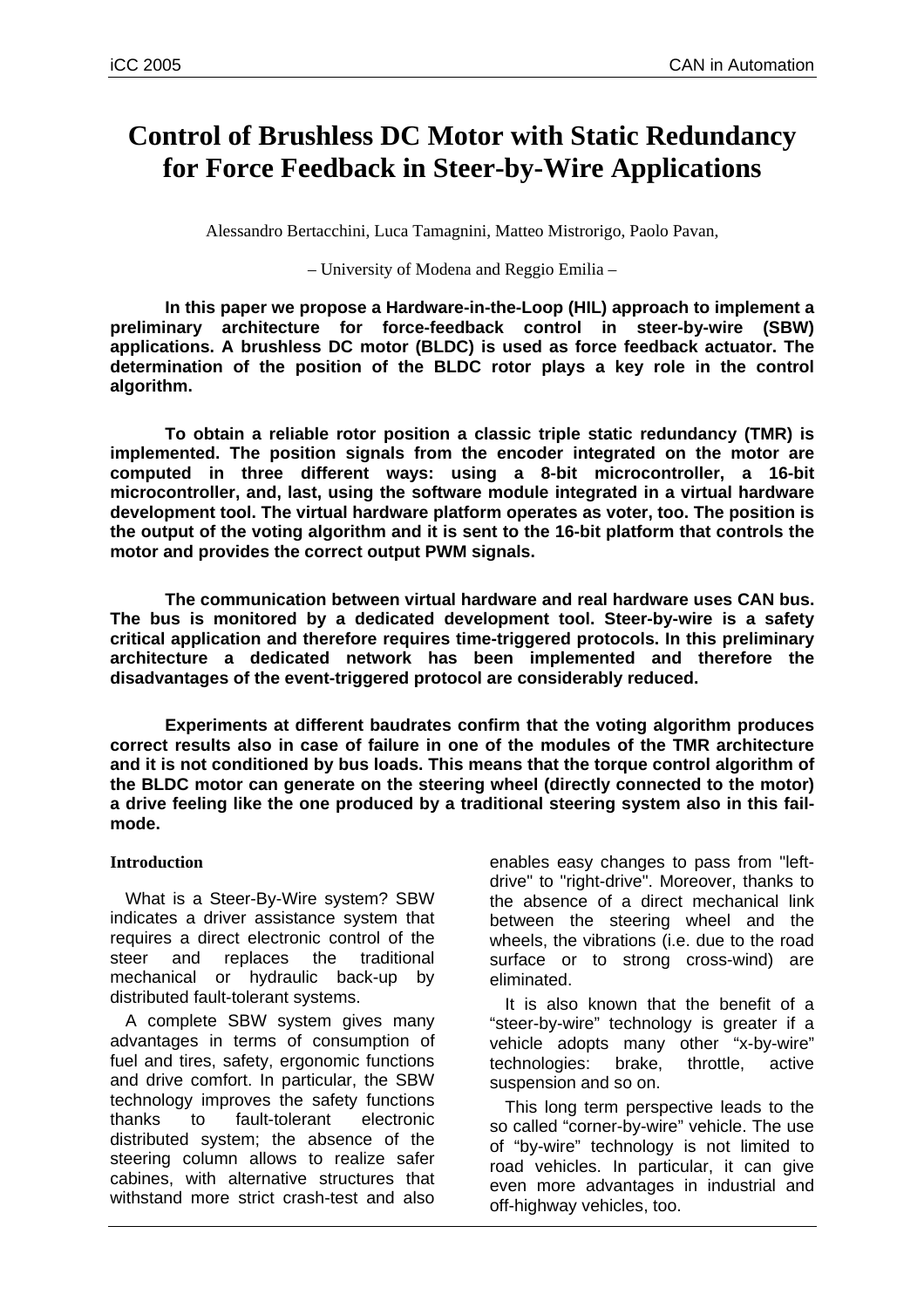# Control of Brushless DC Motor with Static Redundancy for Force Feedback in Steer-by-Wire Applications

Alessandro Bertacchini, Luca Tamagnini, Matteo Mistrorigo, Paolo Pavan,

– University of Modena and Reggio Emilia –

**In this paper we propose a Hardware-in-the-Loop (HIL) approach to implement a preliminary architecture for force-feedback control in steer-by-wire (SBW) applications. A brushless DC motor (BLDC) is used as force feedback actuator. The determination of the position of the BLDC rotor plays a key role in the control algorithm.**

**To obtain a reliable rotor position a classic triple static redundancy (TMR) is implemented. The position signals from the encoder integrated on the motor are computed in three different ways: using a 8-bit microcontroller, a 16-bit microcontroller, and, last, using the software module integrated in a virtual hardware development tool. The virtual hardware platform operates as voter, too. The position is the output of the voting algorithm and it is sent to the 16-bit platform that controls the motor and provides the correct output PWM signals.**

**The communication between virtual hardware and real hardware uses CAN bus. The bus is monitored by a dedicated development tool. Steer-by-wire is a safety critical application and therefore requires time-triggered protocols. In this preliminary architecture a dedicated network has been implemented and therefore the disadvantages of the event-triggered protocol are considerably reduced.**

**Experiments at different baudrates confirm that the voting algorithm produces correct results also in case of failure in one of the modules of the TMR architecture and it is not conditioned by bus loads. This means that the torque control algorithm of the BLDC motor can generate on the steering wheel (directly connected to the motor) a drive feeling like the one produced by a traditional steering system also in this fail-mode.**

## Introduction

What is a Steer-By-Wire system? SBW indicates a driver assistance system that requires a direct electronic control of the steer and replaces the traditional mechanical or hydraulic back-up by distributed fault-tolerant systems.

A complete SBW system gives many advantages in terms of consumption of fuel and tires, safety, ergonomic functions and drive comfort. In particular, the SBW technology improves the safety functions thanks to fault-tolerant electronic distributed system; the absence of the steering column allows to realize safer cabines, with alternative structures that withstand more strict crash-test and also enables easy changes to pass from "left-drive" to "right-drive". Moreover, thanks to the absence of a direct mechanical link between the steering wheel and the wheels, the vibrations (i.e. due to the road surface or to strong cross-wind) are eliminated.

It is also known that the benefit of a "steer-by-wire" technology is greater if a vehicle adopts many other "x-by-wire" technologies: brake, throttle, active suspension and so on.

This long term perspective leads to the so called "corner-by-wire" vehicle. The use of "by-wire" technology is not limited to road vehicles. In particular, it can give even more advantages in industrial and off-highway vehicles, too.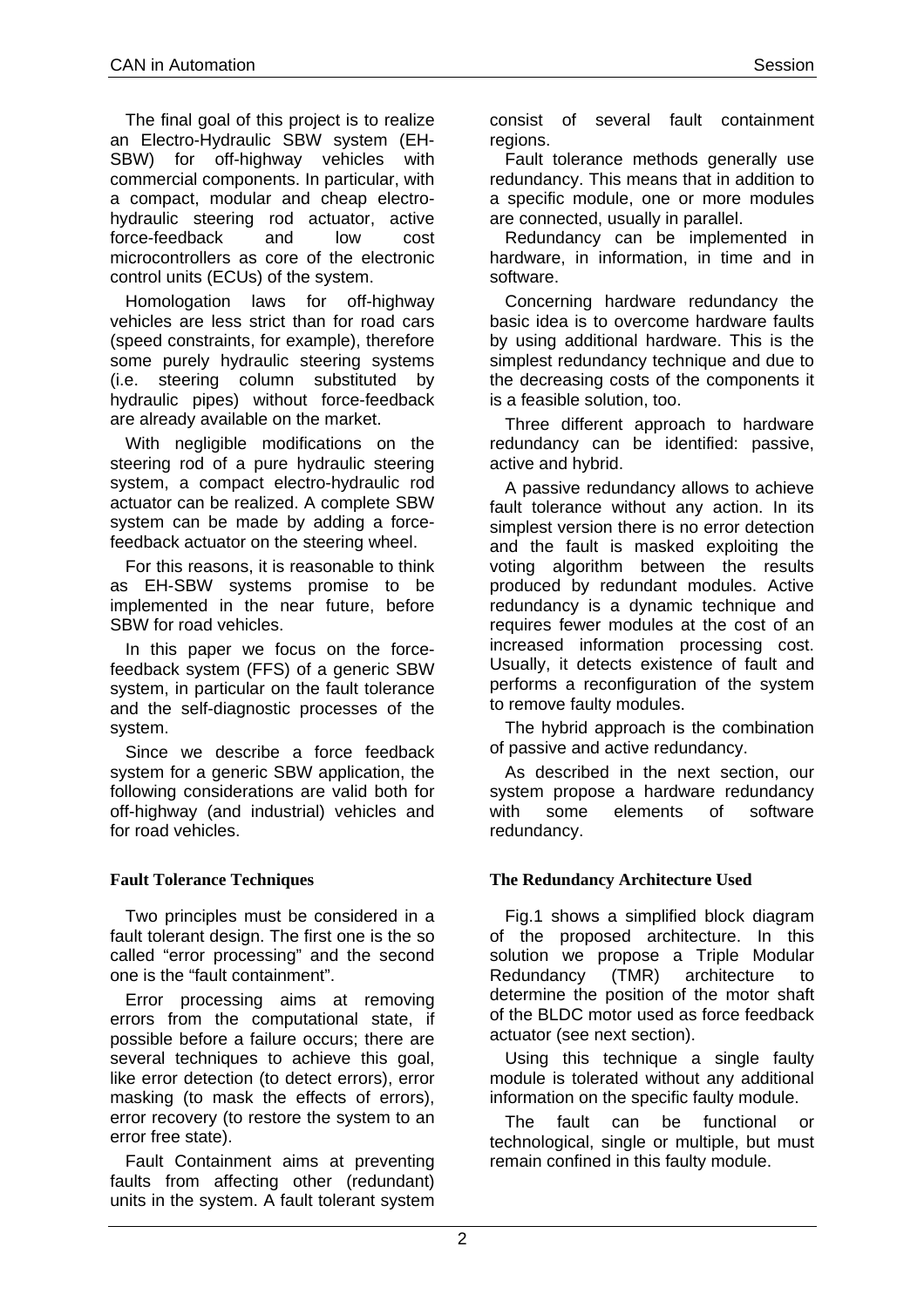The final goal of this project is to realize an Electro-Hydraulic SBW system (EH-SBW) for off-highway vehicles with commercial components. In particular, with a compact, modular and cheap electro-hydraulic steering rod actuator, active force-feedback and low cost microcontrollers as core of the electronic control units (ECUs) of the system.

Homologation laws for off-highway vehicles are less strict than for road cars (speed constraints, for example), therefore some purely hydraulic steering systems (i.e. steering column substituted by hydraulic pipes) without force-feedback are already available on the market.

With negligible modifications on the steering rod of a pure hydraulic steering system, a compact electro-hydraulic rod actuator can be realized. A complete SBW system can be made by adding a force-feedback actuator on the steering wheel.

For this reasons, it is reasonable to think as EH-SBW systems promise to be implemented in the near future, before SBW for road vehicles.

In this paper we focus on the force-feedback system (FFS) of a generic SBW system, in particular on the fault tolerance and the self-diagnostic processes of the system.

Since we describe a force feedback system for a generic SBW application, the following considerations are valid both for off-highway (and industrial) vehicles and for road vehicles.

## Fault Tolerance Techniques

Two principles must be considered in a fault tolerant design. The first one is the so called "error processing" and the second one is the "fault containment".

Error processing aims at removing errors from the computational state, if possible before a failure occurs; there are several techniques to achieve this goal, like error detection (to detect errors), error masking (to mask the effects of errors), error recovery (to restore the system to an error free state).

Fault Containment aims at preventing faults from affecting other (redundant) units in the system. A fault tolerant system consist of several fault containment regions.

Fault tolerance methods generally use redundancy. This means that in addition to a specific module, one or more modules are connected, usually in parallel.

Redundancy can be implemented in hardware, in information, in time and in software.

Concerning hardware redundancy the basic idea is to overcome hardware faults by using additional hardware. This is the simplest redundancy technique and due to the decreasing costs of the components it is a feasible solution, too.

Three different approach to hardware redundancy can be identified: passive, active and hybrid.

A passive redundancy allows to achieve fault tolerance without any action. In its simplest version there is no error detection and the fault is masked exploiting the voting algorithm between the results produced by redundant modules. Active redundancy is a dynamic technique and requires fewer modules at the cost of an increased information processing cost. Usually, it detects existence of fault and performs a reconfiguration of the system to remove faulty modules.

The hybrid approach is the combination of passive and active redundancy.

As described in the next section, our system propose a hardware redundancy with some elements of software redundancy.

## The Redundancy Architecture Used

Fig.1 shows a simplified block diagram of the proposed architecture. In this solution we propose a Triple Modular Redundancy (TMR) architecture to determine the position of the motor shaft of the BLDC motor used as force feedback actuator (see next section).

Using this technique a single faulty module is tolerated without any additional information on the specific faulty module.

The fault can be functional or technological, single or multiple, but must remain confined in this faulty module.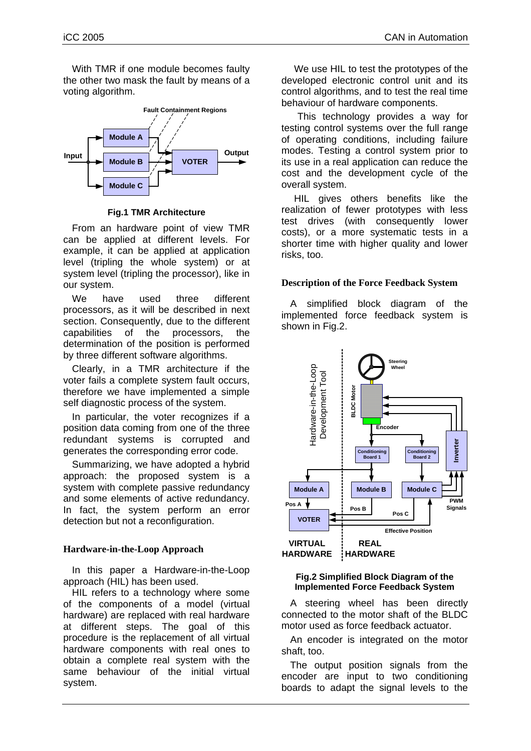With TMR if one module becomes faulty the other two mask the fault by means of a voting algorithm.

**Fig.1 TMR Architecture**

From an hardware point of view TMR can be applied at different levels. For example, it can be applied at application level (tripling the whole system) or at system level (tripling the processor), like in our system.

We have used three different processors, as it will be described in next section. Consequently, due to the different capabilities of the processors, the determination of the position is performed by three different software algorithms.

Clearly, in a TMR architecture if the voter fails a complete system fault occurs, therefore we have implemented a simple self diagnostic process of the system.

In particular, the voter recognizes if a position data coming from one of the three redundant systems is corrupted and generates the corresponding error code.

Summarizing, we have adopted a hybrid approach: the proposed system is a system with complete passive redundancy and some elements of active redundancy. In fact, the system perform an error detection but not a reconfiguration.

## Hardware-in-the-Loop Approach

In this paper a Hardware-in-the-Loop approach (HIL) has been used.

HIL refers to a technology where some of the components of a model (virtual hardware) are replaced with real hardware at different steps. The goal of this procedure is the replacement of all virtual hardware components with real ones to obtain a complete real system with the same behaviour of the initial virtual system.

We use HIL to test the prototypes of the developed electronic control unit and its control algorithms, and to test the real time behaviour of hardware components.

This technology provides a way for testing control systems over the full range of operating conditions, including failure modes. Testing a control system prior to its use in a real application can reduce the cost and the development cycle of the overall system.

HIL gives others benefits like the realization of fewer prototypes with less test drives (with consequently lower costs), or a more systematic tests in a shorter time with higher quality and lower risks, too.

## Description of the Force Feedback System

A simplified block diagram of the implemented force feedback system is shown in Fig.2.

**Fig.2 Simplified Block Diagram of the Implemented Force Feedback System**

A steering wheel has been directly connected to the motor shaft of the BLDC motor used as force feedback actuator.

An encoder is integrated on the motor shaft, too.

The output position signals from the encoder are input to two conditioning boards to adapt the signal levels to the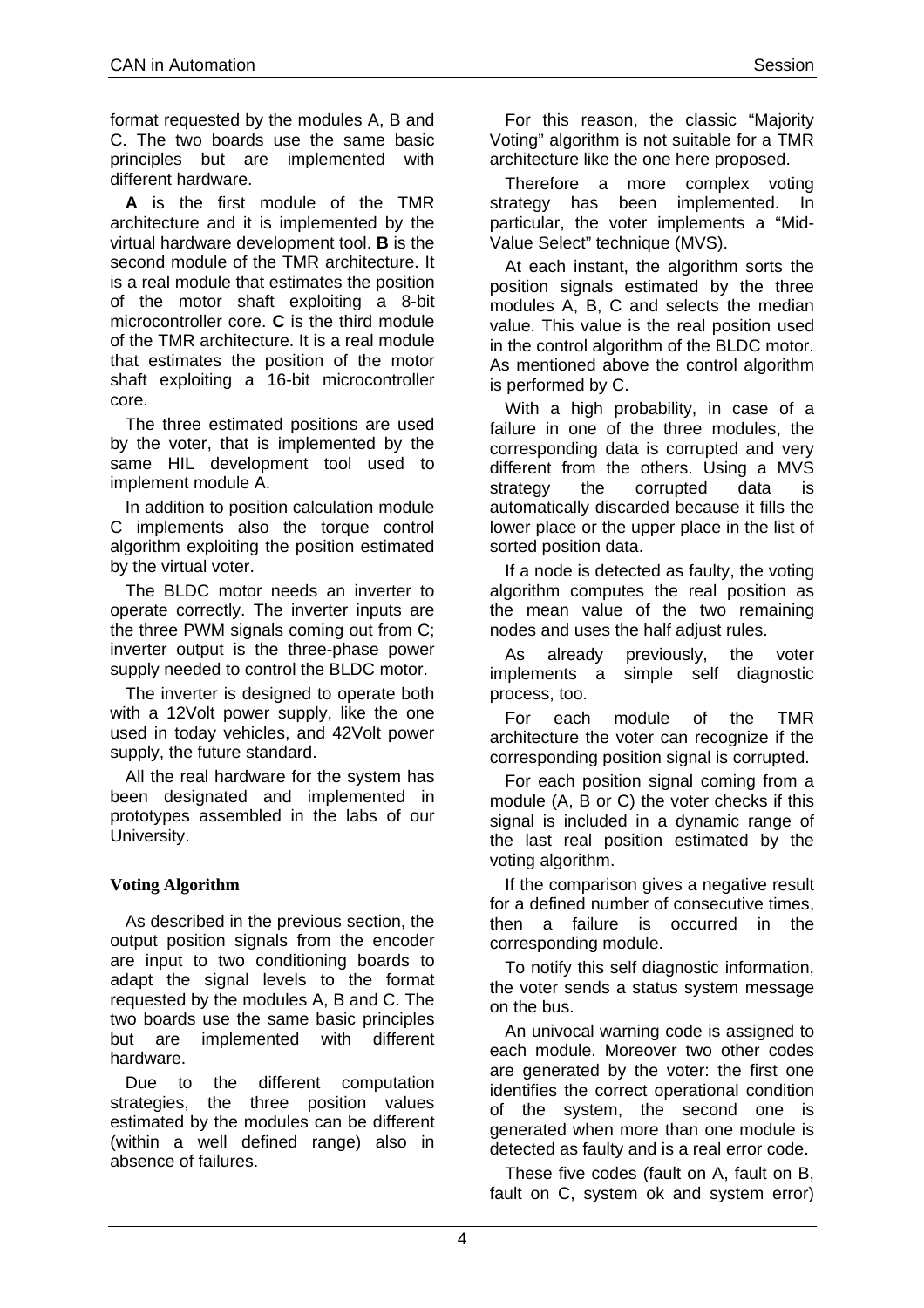format requested by the modules A, B and C. The two boards use the same basic principles but are implemented with different hardware.

**A** is the first module of the TMR architecture and it is implemented by the virtual hardware development tool. **B** is the second module of the TMR architecture. It is a real module that estimates the position of the motor shaft exploiting a 8-bit microcontroller core. **C** is the third module of the TMR architecture. It is a real module that estimates the position of the motor shaft exploiting a 16-bit microcontroller core.

The three estimated positions are used by the voter, that is implemented by the same HIL development tool used to implement module A.

In addition to position calculation module C implements also the torque control algorithm exploiting the position estimated by the virtual voter.

The BLDC motor needs an inverter to operate correctly. The inverter inputs are the three PWM signals coming out from C; inverter output is the three-phase power supply needed to control the BLDC motor.

The inverter is designed to operate both with a 12Volt power supply, like the one used in today vehicles, and 42Volt power supply, the future standard.

All the real hardware for the system has been designated and implemented in prototypes assembled in the labs of our University.

### Voting Algorithm

As described in the previous section, the output position signals from the encoder are input to two conditioning boards to adapt the signal levels to the format requested by the modules A, B and C. The two boards use the same basic principles but are implemented with different hardware.

Due to the different computation strategies, the three position values estimated by the modules can be different (within a well defined range) also in absence of failures.

For this reason, the classic “Majority Voting” algorithm is not suitable for a TMR architecture like the one here proposed.

Therefore a more complex voting strategy has been implemented. In particular, the voter implements a “Mid-Value Select” technique (MVS).

At each instant, the algorithm sorts the position signals estimated by the three modules A, B, C and selects the median value. This value is the real position used in the control algorithm of the BLDC motor. As mentioned above the control algorithm is performed by C.

With a high probability, in case of a failure in one of the three modules, the corresponding data is corrupted and very different from the others. Using a MVS strategy the corrupted data is automatically discarded because it fills the lower place or the upper place in the list of sorted position data.

If a node is detected as faulty, the voting algorithm computes the real position as the mean value of the two remaining nodes and uses the half adjust rules.

As already previously, the voter implements a simple self diagnostic process, too.

For each module of the TMR architecture the voter can recognize if the corresponding position signal is corrupted.

For each position signal coming from a module (A, B or C) the voter checks if this signal is included in a dynamic range of the last real position estimated by the voting algorithm.

If the comparison gives a negative result for a defined number of consecutive times, then a failure is occurred in the corresponding module.

To notify this self diagnostic information, the voter sends a status system message on the bus.

An univocal warning code is assigned to each module. Moreover two other codes are generated by the voter: the first one identifies the correct operational condition of the system, the second one is generated when more than one module is detected as faulty and is a real error code.

These five codes (fault on A, fault on B, fault on C, system ok and system error)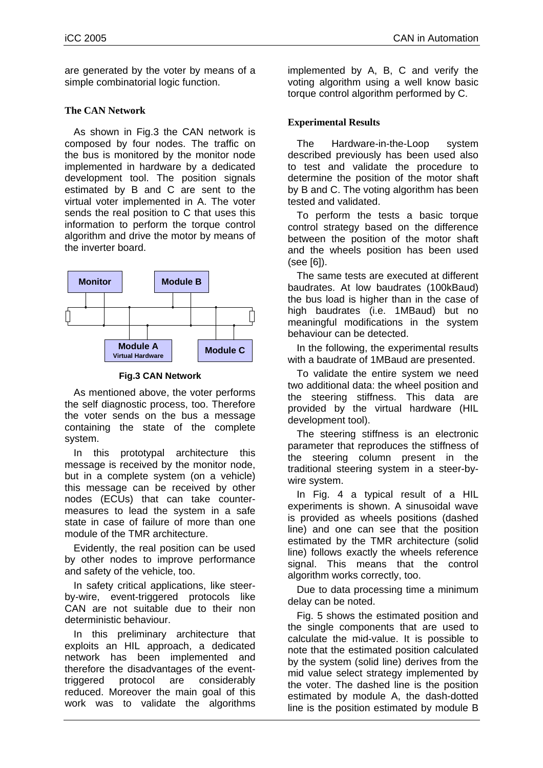are generated by the voter by means of a simple combinatorial logic function.

### The CAN Network

As shown in Fig.3 the CAN network is composed by four nodes. The traffic on the bus is monitored by the monitor node implemented in hardware by a dedicated development tool. The position signals estimated by B and C are sent to the virtual voter implemented in A. The voter sends the real position to C that uses this information to perform the torque control algorithm and drive the motor by means of the inverter board.

Monitor

Module B

Module A
Virtual Hardware

Module C

**Fig.3 CAN Network**

As mentioned above, the voter performs the self diagnostic process, too. Therefore the voter sends on the bus a message containing the state of the complete system.

In this prototypal architecture this message is received by the monitor node, but in a complete system (on a vehicle) this message can be received by other nodes (ECUs) that can take counter-measures to lead the system in a safe state in case of failure of more than one module of the TMR architecture.

Evidently, the real position can be used by other nodes to improve performance and safety of the vehicle, too.

In safety critical applications, like steer-by-wire, event-triggered protocols like CAN are not suitable due to their non deterministic behaviour.

In this preliminary architecture that exploits an HIL approach, a dedicated network has been implemented and therefore the disadvantages of the event-triggered protocol are considerably reduced. Moreover the main goal of this work was to validate the algorithms implemented by A, B, C and verify the voting algorithm using a well know basic torque control algorithm performed by C.

### Experimental Results

The Hardware-in-the-Loop system described previously has been used also to test and validate the procedure to determine the position of the motor shaft by B and C. The voting algorithm has been tested and validated.

To perform the tests a basic torque control strategy based on the difference between the position of the motor shaft and the wheels position has been used (see [6]).

The same tests are executed at different baudrates. At low baudrates (100kBaud) the bus load is higher than in the case of high baudrates (i.e. 1MBaud) but no meaningful modifications in the system behaviour can be detected.

In the following, the experimental results with a baudrate of 1MBaud are presented.

To validate the entire system we need two additional data: the wheel position and the steering stiffness. This data are provided by the virtual hardware (HIL development tool).

The steering stiffness is an electronic parameter that reproduces the stiffness of the steering column present in the traditional steering system in a steer-by-wire system.

In Fig. 4 a typical result of a HIL experiments is shown. A sinusoidal wave is provided as wheels positions (dashed line) and one can see that the position estimated by the TMR architecture (solid line) follows exactly the wheels reference signal. This means that the control algorithm works correctly, too.

Due to data processing time a minimum delay can be noted.

Fig. 5 shows the estimated position and the single components that are used to calculate the mid-value. It is possible to note that the estimated position calculated by the system (solid line) derives from the mid value select strategy implemented by the voter. The dashed line is the position estimated by module A, the dash-dotted line is the position estimated by module B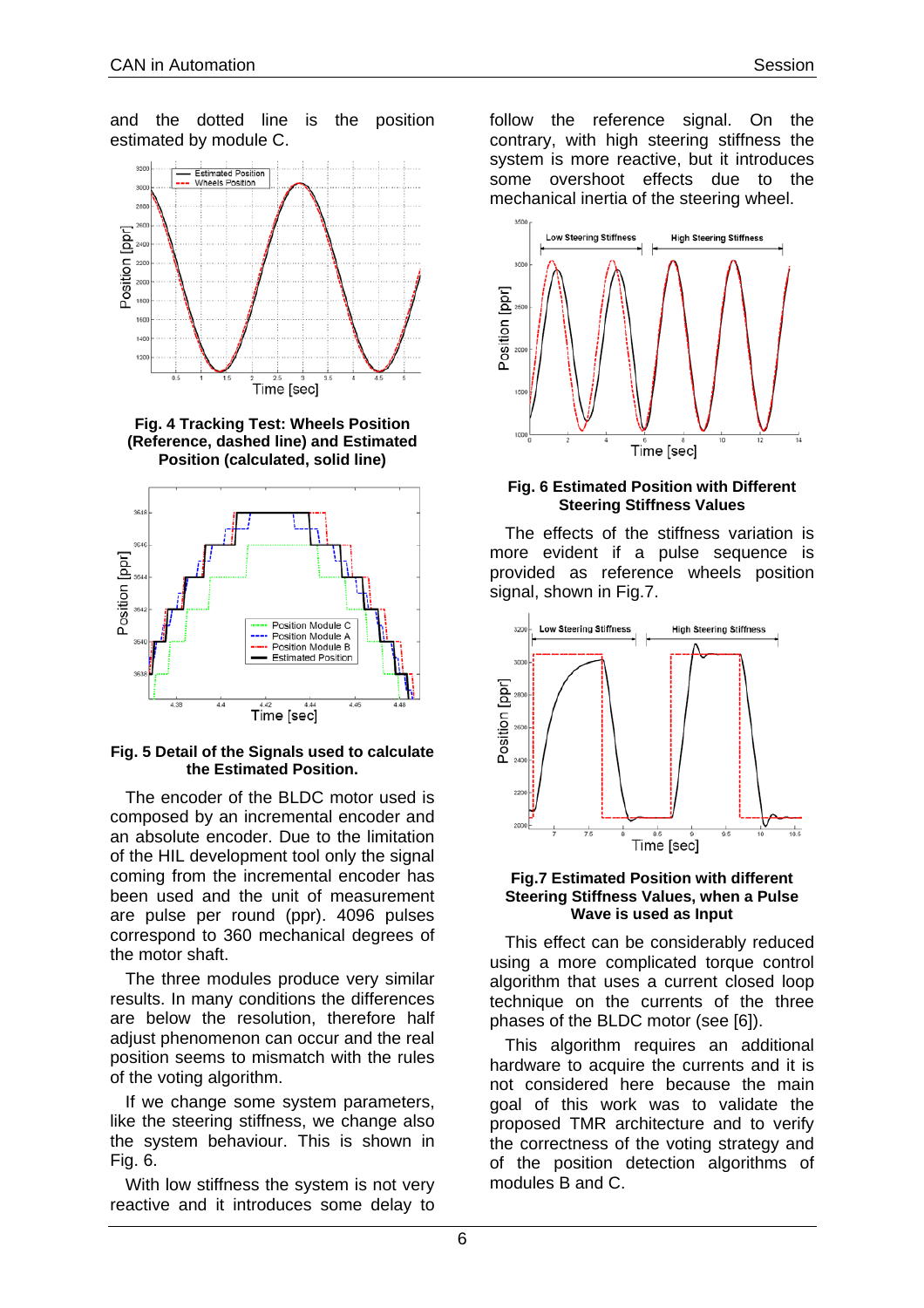and the dotted line is the position estimated by module C.

**Fig. 4 Tracking Test: Wheels Position (Reference, dashed line) and Estimated Position (calculated, solid line)**

**Fig. 5 Detail of the Signals used to calculate the Estimated Position.**

The encoder of the BLDC motor used is composed by an incremental encoder and an absolute encoder. Due to the limitation of the HIL development tool only the signal coming from the incremental encoder has been used and the unit of measurement are pulse per round (ppr). 4096 pulses correspond to 360 mechanical degrees of the motor shaft.

The three modules produce very similar results. In many conditions the differences are below the resolution, therefore half adjust phenomenon can occur and the real position seems to mismatch with the rules of the voting algorithm.

If we change some system parameters, like the steering stiffness, we change also the system behaviour. This is shown in Fig. 6.

With low stiffness the system is not very reactive and it introduces some delay to follow the reference signal. On the contrary, with high steering stiffness the system is more reactive, but it introduces some overshoot effects due to the mechanical inertia of the steering wheel.

**Fig. 6 Estimated Position with Different Steering Stiffness Values**

The effects of the stiffness variation is more evident if a pulse sequence is provided as reference wheels position signal, shown in Fig.7.

**Fig.7 Estimated Position with different Steering Stiffness Values, when a Pulse Wave is used as Input**

This effect can be considerably reduced using a more complicated torque control algorithm that uses a current closed loop technique on the currents of the three phases of the BLDC motor (see [6]).

This algorithm requires an additional hardware to acquire the currents and it is not considered here because the main goal of this work was to validate the proposed TMR architecture and to verify the correctness of the voting strategy and of the position detection algorithms of modules B and C.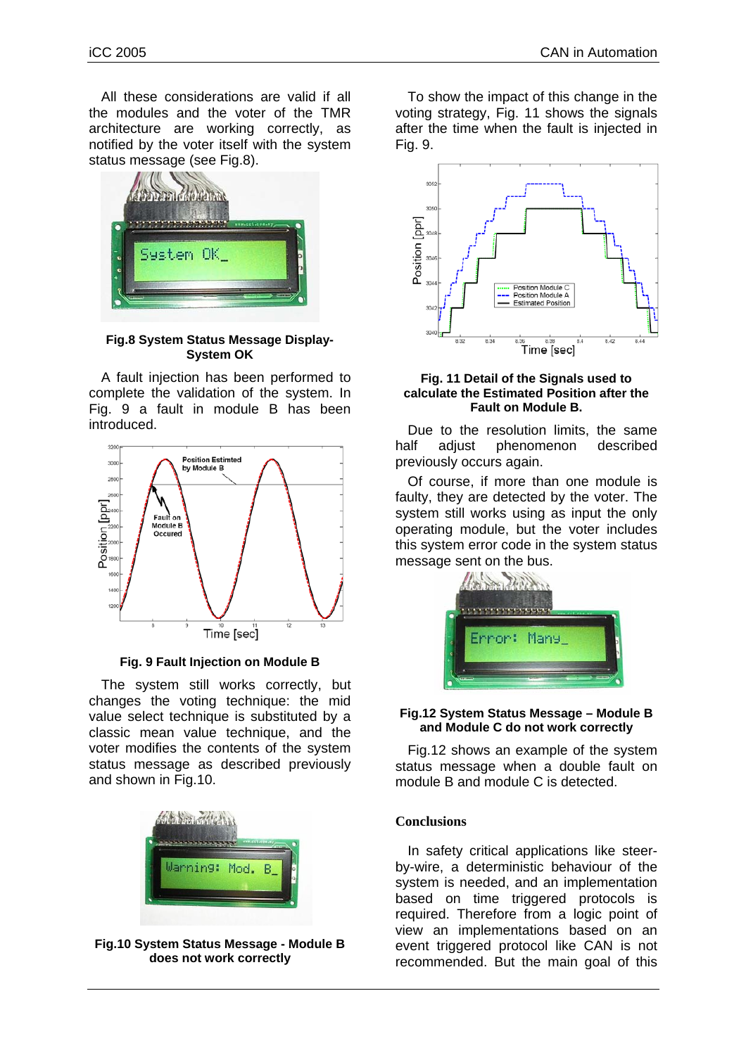All these considerations are valid if all the modules and the voter of the TMR architecture are working correctly, as notified by the voter itself with the system status message (see Fig.8).

**Fig.8 System Status Message Display-System OK**

A fault injection has been performed to complete the validation of the system. In Fig. 9 a fault in module B has been introduced.

**Fig. 9 Fault Injection on Module B**

The system still works correctly, but changes the voting technique: the mid value select technique is substituted by a classic mean value technique, and the voter modifies the contents of the system status message as described previously and shown in Fig.10.

**Fig.10 System Status Message - Module B does not work correctly**

To show the impact of this change in the voting strategy, Fig. 11 shows the signals after the time when the fault is injected in Fig. 9.

**Fig. 11 Detail of the Signals used to calculate the Estimated Position after the Fault on Module B.**

Due to the resolution limits, the same half adjust phenomenon described previously occurs again.

Of course, if more than one module is faulty, they are detected by the voter. The system still works using as input the only operating module, but the voter includes this system error code in the system status message sent on the bus.

**Fig.12 System Status Message – Module B and Module C do not work correctly**

Fig.12 shows an example of the system status message when a double fault on module B and module C is detected.

## Conclusions

In safety critical applications like steer-by-wire, a deterministic behaviour of the system is needed, and an implementation based on time triggered protocols is required. Therefore from a logic point of view an implementations based on an event triggered protocol like CAN is not recommended. But the main goal of this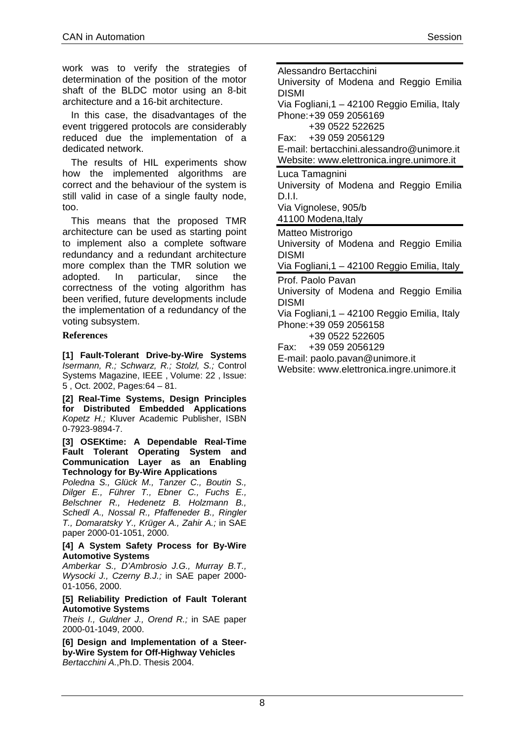work was to verify the strategies of determination of the position of the motor shaft of the BLDC motor using an 8-bit architecture and a 16-bit architecture.

In this case, the disadvantages of the event triggered protocols are considerably reduced due the implementation of a dedicated network.

The results of HIL experiments show how the implemented algorithms are correct and the behaviour of the system is still valid in case of a single faulty node, too.

This means that the proposed TMR architecture can be used as starting point to implement also a complete software redundancy and a redundant architecture more complex than the TMR solution we adopted. In particular, since the correctness of the voting algorithm has been verified, future developments include the implementation of a redundancy of the voting subsystem.

## References

**[1] Fault-Tolerant Drive-by-Wire Systems** *Isermann, R.; Schwarz, R.; Stolzl, S.;* Control Systems Magazine, IEEE , Volume: 22 , Issue: 5 , Oct. 2002, Pages:64 – 81.

**[2] Real-Time Systems, Design Principles for Distributed Embedded Applications** *Kopetz H.;* Kluver Academic Publisher, ISBN 0-7923-9894-7.

**[3] OSEKtime: A Dependable Real-Time Fault Tolerant Operating System and Communication Layer as an Enabling Technology for By-Wire Applications**
*Poledna S., Glück M., Tanzer C., Boutin S., Dilger E., Führer T., Ebner C., Fuchs E., Belschner R., Hedenetz B. Holzmann B., Schedl A., Nossal R., Pfaffeneder B., Ringler T., Domaratsky Y., Krüger A., Zahir A.;* in SAE paper 2000-01-1051, 2000.

**[4] A System Safety Process for By-Wire Automotive Systems**
*Amberkar S., D'Ambrosio J.G., Murray B.T., Wysocki J., Czerny B.J.;* in SAE paper 2000-01-1056, 2000.

**[5] Reliability Prediction of Fault Tolerant Automotive Systems**
*Theis I., Guldner J., Orend R.;* in SAE paper 2000-01-1049, 2000.

**[6] Design and Implementation of a Steer-by-Wire System for Off-Highway Vehicles**
*Bertacchini A.*,Ph.D. Thesis 2004.

---

Alessandro Bertacchini
University of Modena and Reggio Emilia DISMI
Via Fogliani,1 – 42100 Reggio Emilia, Italy
Phone: +39 059 2056169
+39 0522 522625
Fax: +39 059 2056129
E-mail: bertacchini.alessandro@unimore.it
Website: www.elettronica.ingre.unimore.it

---

Luca Tamagnini
University of Modena and Reggio Emilia D.I.I.
Via Vignolese, 905/b
41100 Modena,Italy

---

Matteo Mistrorigo
University of Modena and Reggio Emilia DISMI
Via Fogliani,1 – 42100 Reggio Emilia, Italy

---

Prof. Paolo Pavan
University of Modena and Reggio Emilia DISMI
Via Fogliani,1 – 42100 Reggio Emilia, Italy
Phone: +39 059 2056158
+39 0522 522605
Fax: +39 059 2056129
E-mail: paolo.pavan@unimore.it
Website: www.elettronica.ingre.unimore.it